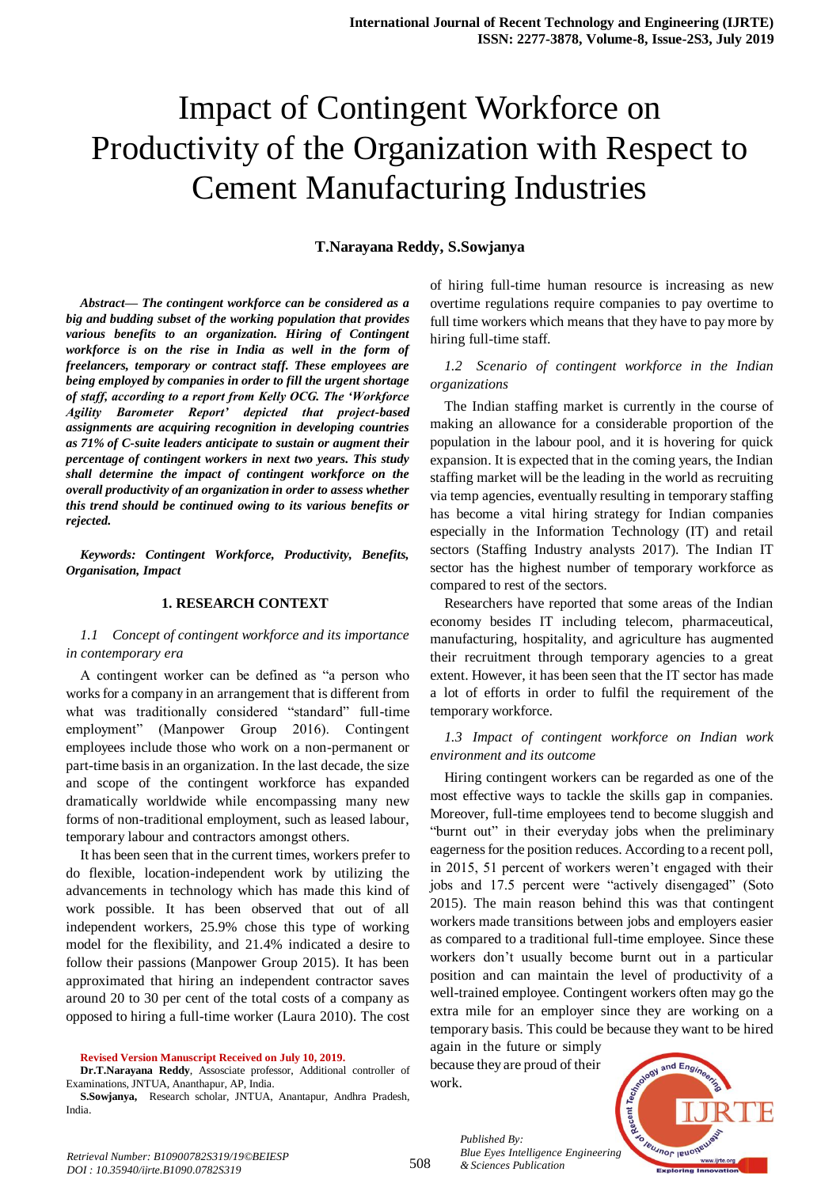# Impact of Contingent Workforce on Productivity of the Organization with Respect to Cement Manufacturing Industries

**T.Narayana Reddy, S.Sowjanya**

***Abstract— The contingent workforce can be considered as a big and budding subset of the working population that provides various benefits to an organization. Hiring of Contingent workforce is on the rise in India as well in the form of freelancers, temporary or contract staff. These employees are being employed by companies in order to fill the urgent shortage of staff, according to a report from Kelly OCG. The 'Workforce Agility Barometer Report' depicted that project-based assignments are acquiring recognition in developing countries as 71% of C-suite leaders anticipate to sustain or augment their percentage of contingent workers in next two years. This study shall determine the impact of contingent workforce on the overall productivity of an organization in order to assess whether this trend should be continued owing to its various benefits or rejected.***

***Keywords: Contingent Workforce, Productivity, Benefits, Organisation, Impact***

## 1. RESEARCH CONTEXT

### *1.1 Concept of contingent workforce and its importance in contemporary era*

A contingent worker can be defined as "a person who works for a company in an arrangement that is different from what was traditionally considered "standard" full-time employment" (Manpower Group 2016). Contingent employees include those who work on a non-permanent or part-time basis in an organization. In the last decade, the size and scope of the contingent workforce has expanded dramatically worldwide while encompassing many new forms of non-traditional employment, such as leased labour, temporary labour and contractors amongst others.

It has been seen that in the current times, workers prefer to do flexible, location-independent work by utilizing the advancements in technology which has made this kind of work possible. It has been observed that out of all independent workers, 25.9% chose this type of working model for the flexibility, and 21.4% indicated a desire to follow their passions (Manpower Group 2015). It has been approximated that hiring an independent contractor saves around 20 to 30 per cent of the total costs of a company as opposed to hiring a full-time worker (Laura 2010). The cost of hiring full-time human resource is increasing as new overtime regulations require companies to pay overtime to full time workers which means that they have to pay more by hiring full-time staff.

### *1.2 Scenario of contingent workforce in the Indian organizations*

The Indian staffing market is currently in the course of making an allowance for a considerable proportion of the population in the labour pool, and it is hovering for quick expansion. It is expected that in the coming years, the Indian staffing market will be the leading in the world as recruiting via temp agencies, eventually resulting in temporary staffing has become a vital hiring strategy for Indian companies especially in the Information Technology (IT) and retail sectors (Staffing Industry analysts 2017). The Indian IT sector has the highest number of temporary workforce as compared to rest of the sectors.

Researchers have reported that some areas of the Indian economy besides IT including telecom, pharmaceutical, manufacturing, hospitality, and agriculture has augmented their recruitment through temporary agencies to a great extent. However, it has been seen that the IT sector has made a lot of efforts in order to fulfil the requirement of the temporary workforce.

### *1.3 Impact of contingent workforce on Indian work environment and its outcome*

Hiring contingent workers can be regarded as one of the most effective ways to tackle the skills gap in companies. Moreover, full-time employees tend to become sluggish and "burnt out" in their everyday jobs when the preliminary eagerness for the position reduces. According to a recent poll, in 2015, 51 percent of workers weren't engaged with their jobs and 17.5 percent were "actively disengaged" (Soto 2015). The main reason behind this was that contingent workers made transitions between jobs and employers easier as compared to a traditional full-time employee. Since these workers don't usually become burnt out in a particular position and can maintain the level of productivity of a well-trained employee. Contingent workers often may go the extra mile for an employer since they are working on a temporary basis. This could be because they want to be hired again in the future or simply because they are proud of their work.

**Revised Version Manuscript Received on July 10, 2019.**

**Dr.T.Narayana Reddy**, Assosciate professor, Additional controller of Examinations, JNTUA, Ananthapur, AP, India.

**S.Sowjanya,** Research scholar, JNTUA, Anantapur, Andhra Pradesh, India.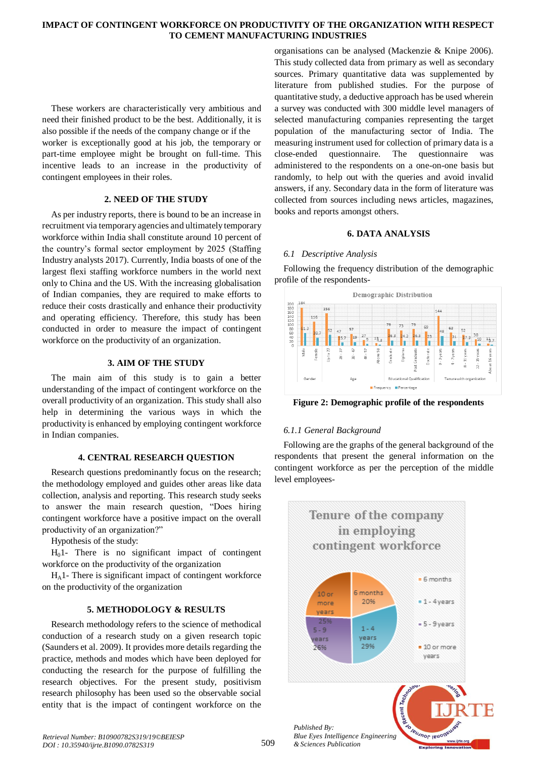These workers are characteristically very ambitious and need their finished product to be the best. Additionally, it is also possible if the needs of the company change or if the worker is exceptionally good at his job, the temporary or part-time employee might be brought on full-time. This incentive leads to an increase in the productivity of contingent employees in their roles.

## 2. NEED OF THE STUDY

As per industry reports, there is bound to be an increase in recruitment via temporary agencies and ultimately temporary workforce within India shall constitute around 10 percent of the country's formal sector employment by 2025 (Staffing Industry analysts 2017). Currently, India boasts of one of the largest flexi staffing workforce numbers in the world next only to China and the US. With the increasing globalisation of Indian companies, they are required to make efforts to reduce their costs drastically and enhance their productivity and operating efficiency. Therefore, this study has been conducted in order to measure the impact of contingent workforce on the productivity of an organization.

## 3. AIM OF THE STUDY

The main aim of this study is to gain a better understanding of the impact of contingent workforce on the overall productivity of an organization. This study shall also help in determining the various ways in which the productivity is enhanced by employing contingent workforce in Indian companies.

## 4. CENTRAL RESEARCH QUESTION

Research questions predominantly focus on the research; the methodology employed and guides other areas like data collection, analysis and reporting. This research study seeks to answer the main research question, "Does hiring contingent workforce have a positive impact on the overall productivity of an organization?"

Hypothesis of the study:

$H_0$1- There is no significant impact of contingent workforce on the productivity of the organization

$H_A$1- There is significant impact of contingent workforce on the productivity of the organization

## 5. METHODOLOGY & RESULTS

Research methodology refers to the science of methodical conduction of a research study on a given research topic (Saunders et al. 2009). It provides more details regarding the practice, methods and modes which have been deployed for conducting the research for the purpose of fulfilling the research objectives. For the present study, positivism research philosophy has been used so the observable social entity that is the impact of contingent workforce on the organisations can be analysed (Mackenzie & Knipe 2006). This study collected data from primary as well as secondary sources. Primary quantitative data was supplemented by literature from published studies. For the purpose of quantitative study, a deductive approach has be used wherein a survey was conducted with 300 middle level managers of selected manufacturing companies representing the target population of the manufacturing sector of India. The measuring instrument used for collection of primary data is a close-ended questionnaire. The questionnaire was administered to the respondents on a one-on-one basis but randomly, to help out with the queries and avoid invalid answers, if any. Secondary data in the form of literature was collected from sources including news articles, magazines, books and reports amongst others.

## 6. DATA ANALYSIS

### *6.1 Descriptive Analysis*

Following the frequency distribution of the demographic profile of the respondents-

**Figure 2: Demographic profile of the respondents**

#### *6.1.1 General Background*

Following are the graphs of the general background of the respondents that present the general information on the contingent workforce as per the perception of the middle level employees-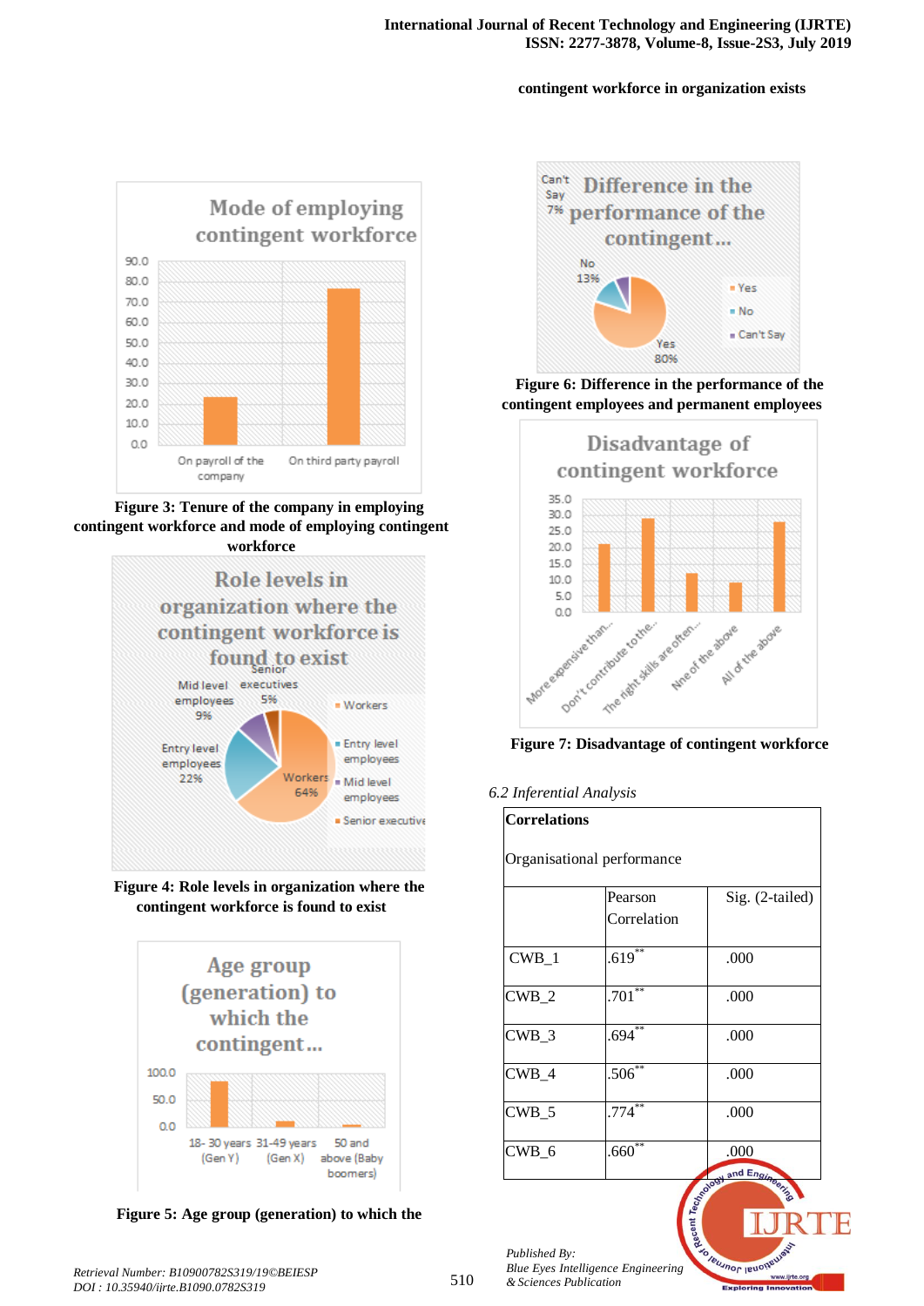contingent workforce in organization exists

**Figure 3: Tenure of the company in employing contingent workforce and mode of employing contingent workforce**

**Figure 4: Role levels in organization where the contingent workforce is found to exist**

**Figure 5: Age group (generation) to which the**

**Figure 6: Difference in the performance of the contingent employees and permanent employees**

**Figure 7: Disadvantage of contingent workforce**

*6.2 Inferential Analysis*

| **Correlations**<br><br>Organisational performance | | |
|---|---|---|
| | Pearson Correlation | Sig. (2-tailed) |
| CWB_1 | .619** | .000 |
| CWB_2 | .701** | .000 |
| CWB_3 | .694** | .000 |
| CWB_4 | .506** | .000 |
| CWB_5 | .774** | .000 |
| CWB_6 | .660** | .000 |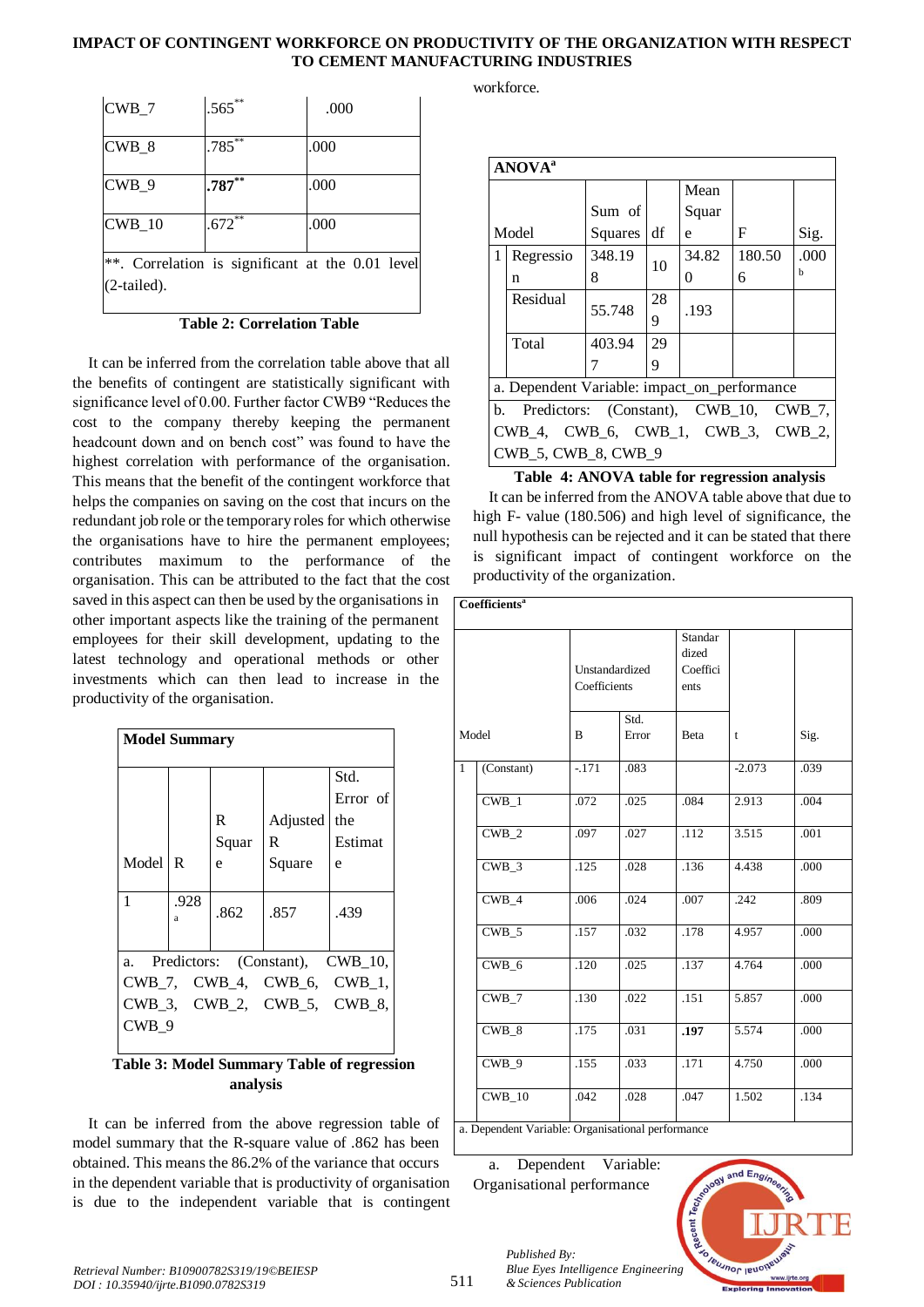| CWB_7 | .565** | .000 |
|---|---|---|
| CWB_8 | .785** | .000 |
| CWB_9 | **.787**** | .000 |
| CWB_10 | .672** | .000 |
| **. Correlation is significant at the 0.01 level (2-tailed). | | |

**Table 2: Correlation Table**

It can be inferred from the correlation table above that all the benefits of contingent are statistically significant with significance level of 0.00. Further factor CWB9 "Reduces the cost to the company thereby keeping the permanent headcount down and on bench cost" was found to have the highest correlation with performance of the organisation. This means that the benefit of the contingent workforce that helps the companies on saving on the cost that incurs on the redundant job role or the temporary roles for which otherwise the organisations have to hire the permanent employees; contributes maximum to the performance of the organisation. This can be attributed to the fact that the cost saved in this aspect can then be used by the organisations in other important aspects like the training of the permanent employees for their skill development, updating to the latest technology and operational methods or other investments which can then lead to increase in the productivity of the organisation.

| **Model Summary** | | | | |
|---|---|---|---|---|
| Model | R | R Square | Adjusted R Square | Std. Error of the Estimate |
| 1 | .928[a] | .862 | .857 | .439 |
| a. Predictors: (Constant), CWB_10, CWB_7, CWB_4, CWB_6, CWB_1, CWB_3, CWB_2, CWB_5, CWB_8, CWB_9 | | | | |

**Table 3: Model Summary Table of regression analysis**

It can be inferred from the above regression table of model summary that the R-square value of .862 has been obtained. This means the 86.2% of the variance that occurs in the dependent variable that is productivity of organisation is due to the independent variable that is contingent workforce.

| **ANOVA[a]** | | | | | | |
|---|---|---|---|---|---|---|
| Model | | Sum of Squares | df | Mean Square | F | Sig. |
| 1 | Regression | 348.198 | 10 | 34.820 | 180.506 | .000[b] |
| | Residual | 55.748 | 289 | .193 | | |
| | Total | 403.947 | 299 | | | |
| a. Dependent Variable: impact_on_performance | | | | | | |
| b. Predictors: (Constant), CWB_10, CWB_7, CWB_4, CWB_6, CWB_1, CWB_3, CWB_2, CWB_5, CWB_8, CWB_9 | | | | | | |

**Table 4: ANOVA table for regression analysis**

It can be inferred from the ANOVA table above that due to high F- value (180.506) and high level of significance, the null hypothesis can be rejected and it can be stated that there is significant impact of contingent workforce on the productivity of the organization.

| **Coefficients[a]** | | | | | | |
|---|---|---|---|---|---|---|
| Model | | Unstandardized Coefficients | | Standardized Coefficients | t | Sig. |
| | | B | Std. Error | Beta | | |
| 1 | (Constant) | -.171 | .083 | | -2.073 | .039 |
| | CWB_1 | .072 | .025 | .084 | 2.913 | .004 |
| | CWB_2 | .097 | .027 | .112 | 3.515 | .001 |
| | CWB_3 | .125 | .028 | .136 | 4.438 | .000 |
| | CWB_4 | .006 | .024 | .007 | .242 | .809 |
| | CWB_5 | .157 | .032 | .178 | 4.957 | .000 |
| | CWB_6 | .120 | .025 | .137 | 4.764 | .000 |
| | CWB_7 | .130 | .022 | .151 | 5.857 | .000 |
| | CWB_8 | .175 | .031 | **.197** | 5.574 | .000 |
| | CWB_9 | .155 | .033 | .171 | 4.750 | .000 |
| | CWB_10 | .042 | .028 | .047 | 1.502 | .134 |
| a. Dependent Variable: Organisational performance | | | | | | |

a. Dependent Variable: Organisational performance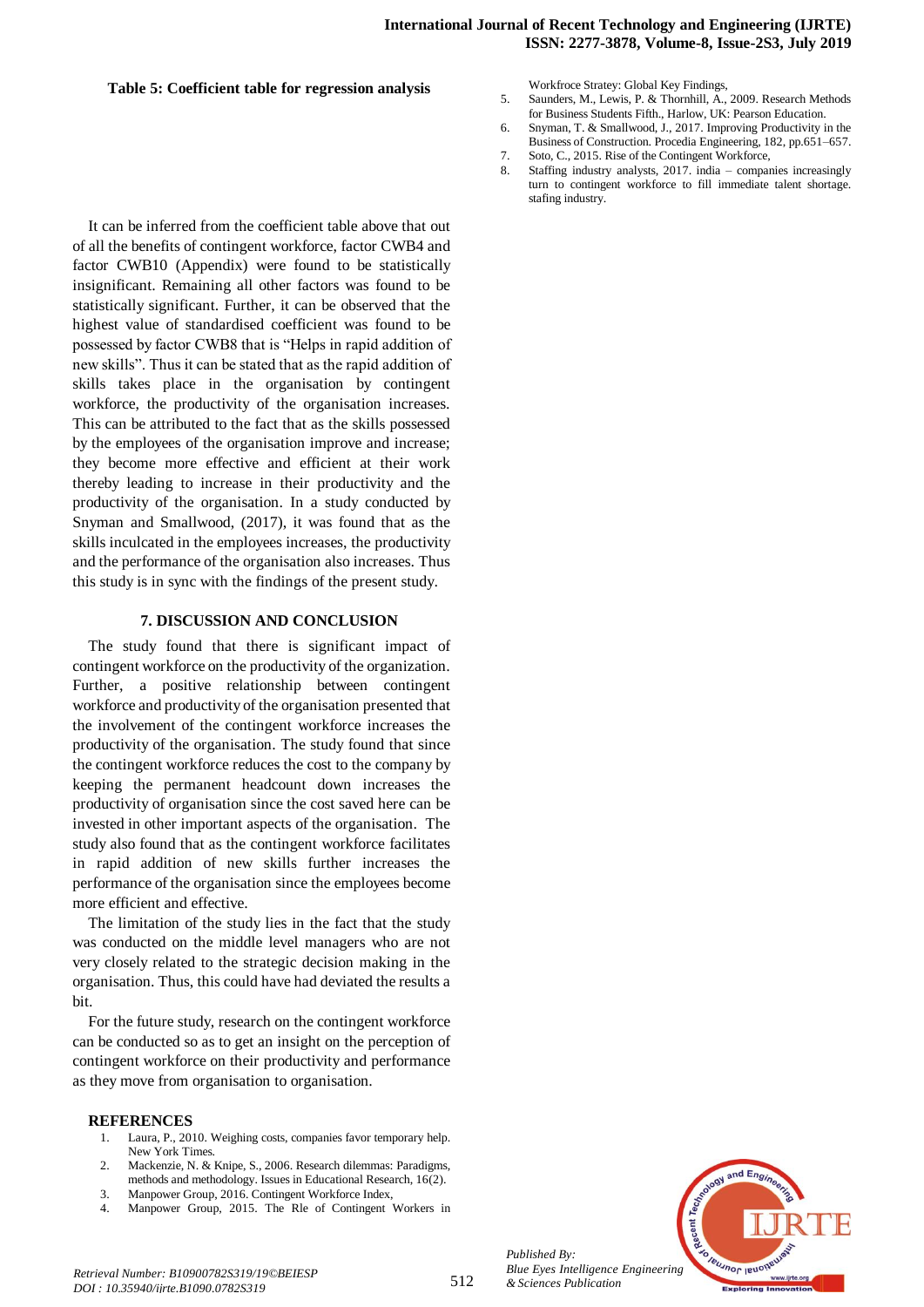**Table 5: Coefficient table for regression analysis**

It can be inferred from the coefficient table above that out of all the benefits of contingent workforce, factor CWB4 and factor CWB10 (Appendix) were found to be statistically insignificant. Remaining all other factors was found to be statistically significant. Further, it can be observed that the highest value of standardised coefficient was found to be possessed by factor CWB8 that is "Helps in rapid addition of new skills". Thus it can be stated that as the rapid addition of skills takes place in the organisation by contingent workforce, the productivity of the organisation increases. This can be attributed to the fact that as the skills possessed by the employees of the organisation improve and increase; they become more effective and efficient at their work thereby leading to increase in their productivity and the productivity of the organisation. In a study conducted by Snyman and Smallwood, (2017), it was found that as the skills inculcated in the employees increases, the productivity and the performance of the organisation also increases. Thus this study is in sync with the findings of the present study.

## 7. DISCUSSION AND CONCLUSION

The study found that there is significant impact of contingent workforce on the productivity of the organization. Further, a positive relationship between contingent workforce and productivity of the organisation presented that the involvement of the contingent workforce increases the productivity of the organisation. The study found that since the contingent workforce reduces the cost to the company by keeping the permanent headcount down increases the productivity of organisation since the cost saved here can be invested in other important aspects of the organisation. The study also found that as the contingent workforce facilitates in rapid addition of new skills further increases the performance of the organisation since the employees become more efficient and effective.

The limitation of the study lies in the fact that the study was conducted on the middle level managers who are not very closely related to the strategic decision making in the organisation. Thus, this could have had deviated the results a bit.

For the future study, research on the contingent workforce can be conducted so as to get an insight on the perception of contingent workforce on their productivity and performance as they move from organisation to organisation.

## REFERENCES

1. Laura, P., 2010. Weighing costs, companies favor temporary help. New York Times.
2. Mackenzie, N. & Knipe, S., 2006. Research dilemmas: Paradigms, methods and methodology. Issues in Educational Research, 16(2).
3. Manpower Group, 2016. Contingent Workforce Index,
4. Manpower Group, 2015. The Rle of Contingent Workers in Workfroce Stratey: Global Key Findings,
5. Saunders, M., Lewis, P. & Thornhill, A., 2009. Research Methods for Business Students Fifth., Harlow, UK: Pearson Education.
6. Snyman, T. & Smallwood, J., 2017. Improving Productivity in the Business of Construction. Procedia Engineering, 182, pp.651–657.
7. Soto, C., 2015. Rise of the Contingent Workforce,
8. Staffing industry analysts, 2017. india – companies increasingly turn to contingent workforce to fill immediate talent shortage. stafing industry.